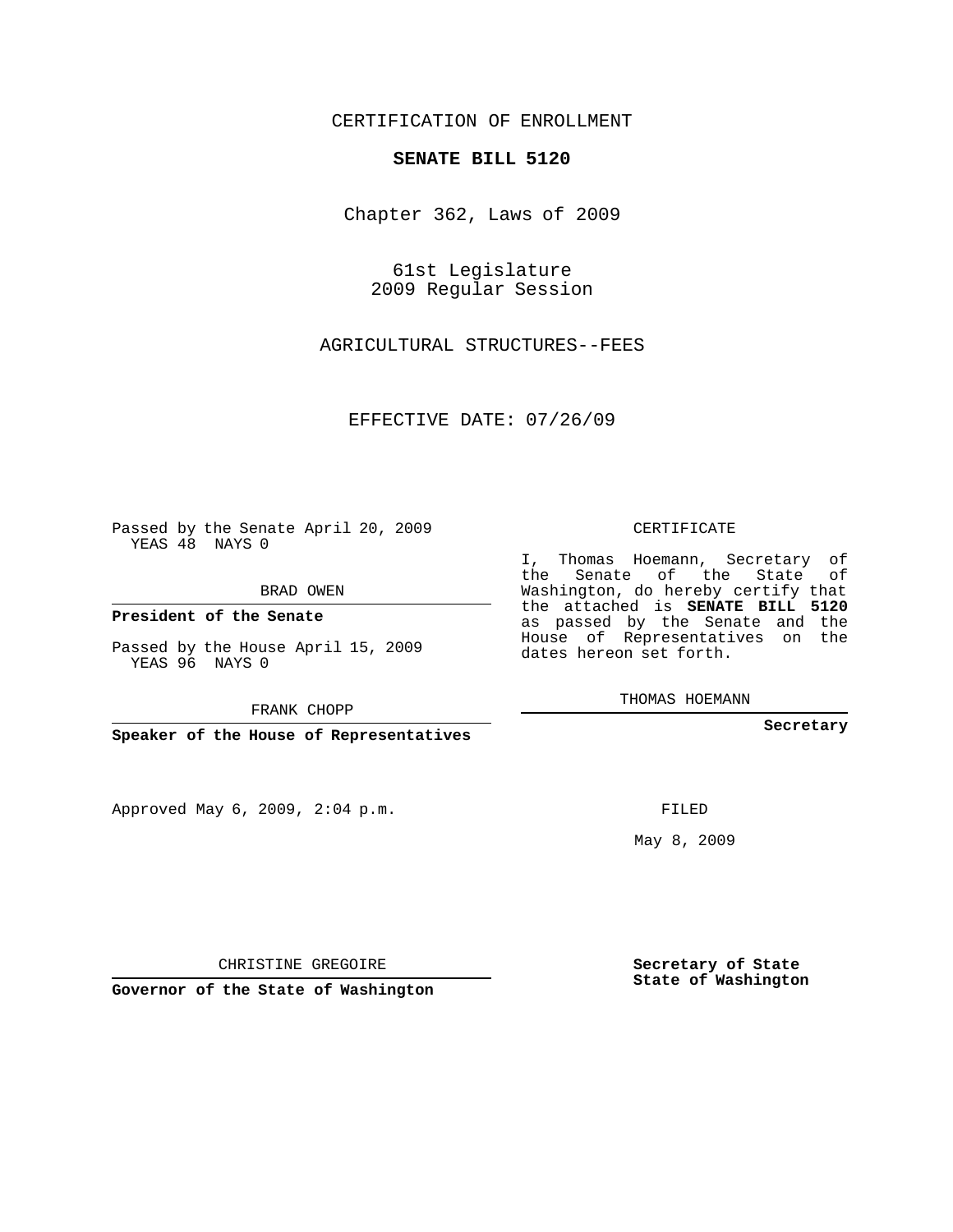CERTIFICATION OF ENROLLMENT

**SENATE BILL 5120**

Chapter 362, Laws of 2009

61st Legislature
2009 Regular Session

AGRICULTURAL STRUCTURES--FEES

EFFECTIVE DATE: 07/26/09

Passed by the Senate April 20, 2009
YEAS 48 NAYS 0

BRAD OWEN

**President of the Senate**

Passed by the House April 15, 2009
YEAS 96 NAYS 0

FRANK CHOPP

**Speaker of the House of Representatives**

Approved May 6, 2009, 2:04 p.m.

CHRISTINE GREGOIRE

**Governor of the State of Washington**

CERTIFICATE

I, Thomas Hoemann, Secretary of the Senate of the State of Washington, do hereby certify that the attached is **SENATE BILL 5120** as passed by the Senate and the House of Representatives on the dates hereon set forth.

THOMAS HOEMANN

**Secretary**

FILED

May 8, 2009

**Secretary of State**
**State of Washington**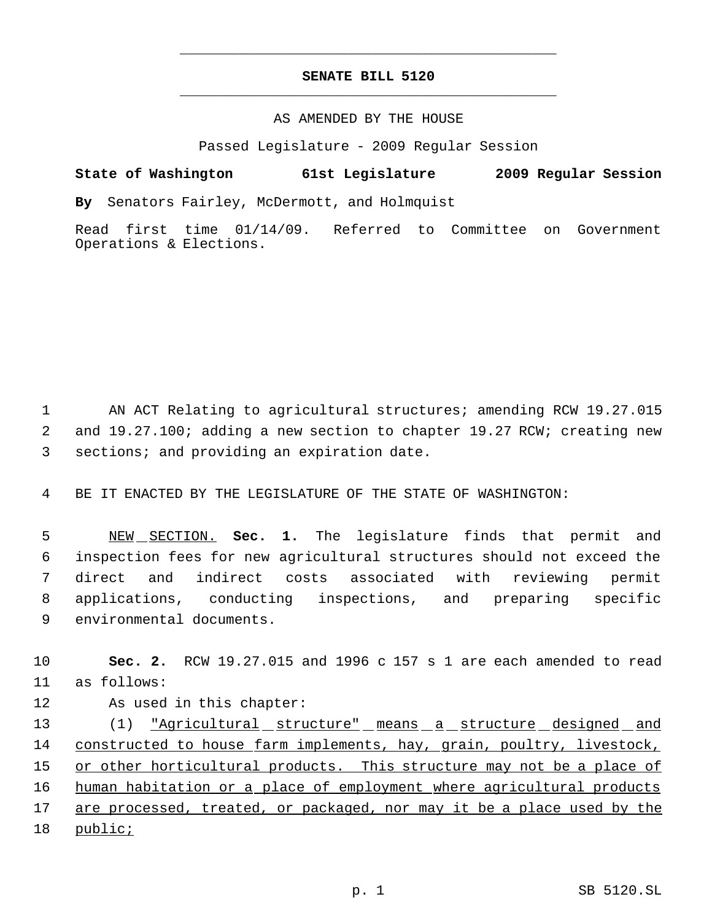# SENATE BILL 5120

AS AMENDED BY THE HOUSE

Passed Legislature - 2009 Regular Session

**State of Washington 61st Legislature 2009 Regular Session**

**By** Senators Fairley, McDermott, and Holmquist

Read first time 01/14/09. Referred to Committee on Government Operations & Elections.

AN ACT Relating to agricultural structures; amending RCW 19.27.015 and 19.27.100; adding a new section to chapter 19.27 RCW; creating new sections; and providing an expiration date.

BE IT ENACTED BY THE LEGISLATURE OF THE STATE OF WASHINGTON:

NEW SECTION. **Sec. 1.** The legislature finds that permit and inspection fees for new agricultural structures should not exceed the direct and indirect costs associated with reviewing permit applications, conducting inspections, and preparing specific environmental documents.

**Sec. 2.** RCW 19.27.015 and 1996 c 157 s 1 are each amended to read as follows:

As used in this chapter:

(1) "Agricultural structure" means a structure designed and constructed to house farm implements, hay, grain, poultry, livestock, or other horticultural products. This structure may not be a place of human habitation or a place of employment where agricultural products are processed, treated, or packaged, nor may it be a place used by the public;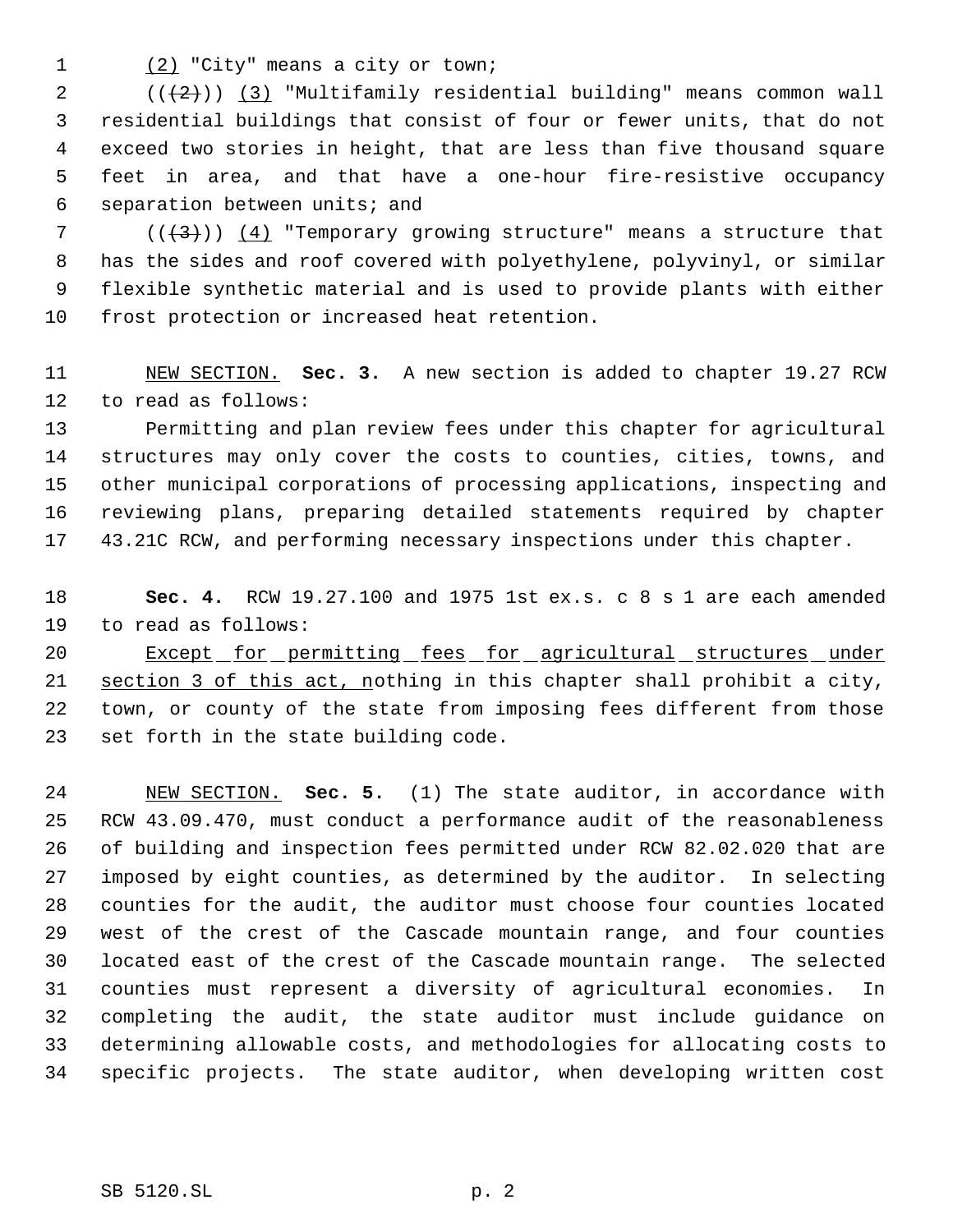(2) "City" means a city or town;

(((2))) (3) "Multifamily residential building" means common wall residential buildings that consist of four or fewer units, that do not exceed two stories in height, that are less than five thousand square feet in area, and that have a one-hour fire-resistive occupancy separation between units; and

(((3))) (4) "Temporary growing structure" means a structure that has the sides and roof covered with polyethylene, polyvinyl, or similar flexible synthetic material and is used to provide plants with either frost protection or increased heat retention.

NEW SECTION. **Sec. 3.** A new section is added to chapter 19.27 RCW to read as follows:

Permitting and plan review fees under this chapter for agricultural structures may only cover the costs to counties, cities, towns, and other municipal corporations of processing applications, inspecting and reviewing plans, preparing detailed statements required by chapter 43.21C RCW, and performing necessary inspections under this chapter.

**Sec. 4.** RCW 19.27.100 and 1975 1st ex.s. c 8 s 1 are each amended to read as follows:

Except for permitting fees for agricultural structures under section 3 of this act, nothing in this chapter shall prohibit a city, town, or county of the state from imposing fees different from those set forth in the state building code.

NEW SECTION. **Sec. 5.** (1) The state auditor, in accordance with RCW 43.09.470, must conduct a performance audit of the reasonableness of building and inspection fees permitted under RCW 82.02.020 that are imposed by eight counties, as determined by the auditor. In selecting counties for the audit, the auditor must choose four counties located west of the crest of the Cascade mountain range, and four counties located east of the crest of the Cascade mountain range. The selected counties must represent a diversity of agricultural economies. In completing the audit, the state auditor must include guidance on determining allowable costs, and methodologies for allocating costs to specific projects. The state auditor, when developing written cost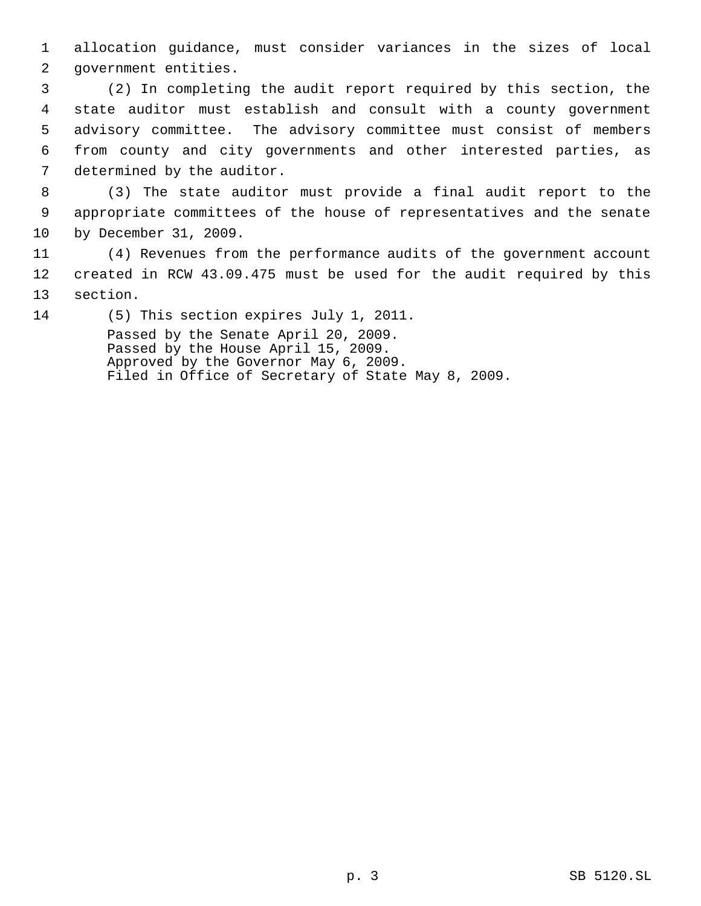allocation guidance, must consider variances in the sizes of local government entities.

(2) In completing the audit report required by this section, the state auditor must establish and consult with a county government advisory committee. The advisory committee must consist of members from county and city governments and other interested parties, as determined by the auditor.

(3) The state auditor must provide a final audit report to the appropriate committees of the house of representatives and the senate by December 31, 2009.

(4) Revenues from the performance audits of the government account created in RCW 43.09.475 must be used for the audit required by this section.

(5) This section expires July 1, 2011.

Passed by the Senate April 20, 2009.
Passed by the House April 15, 2009.
Approved by the Governor May 6, 2009.
Filed in Office of Secretary of State May 8, 2009.